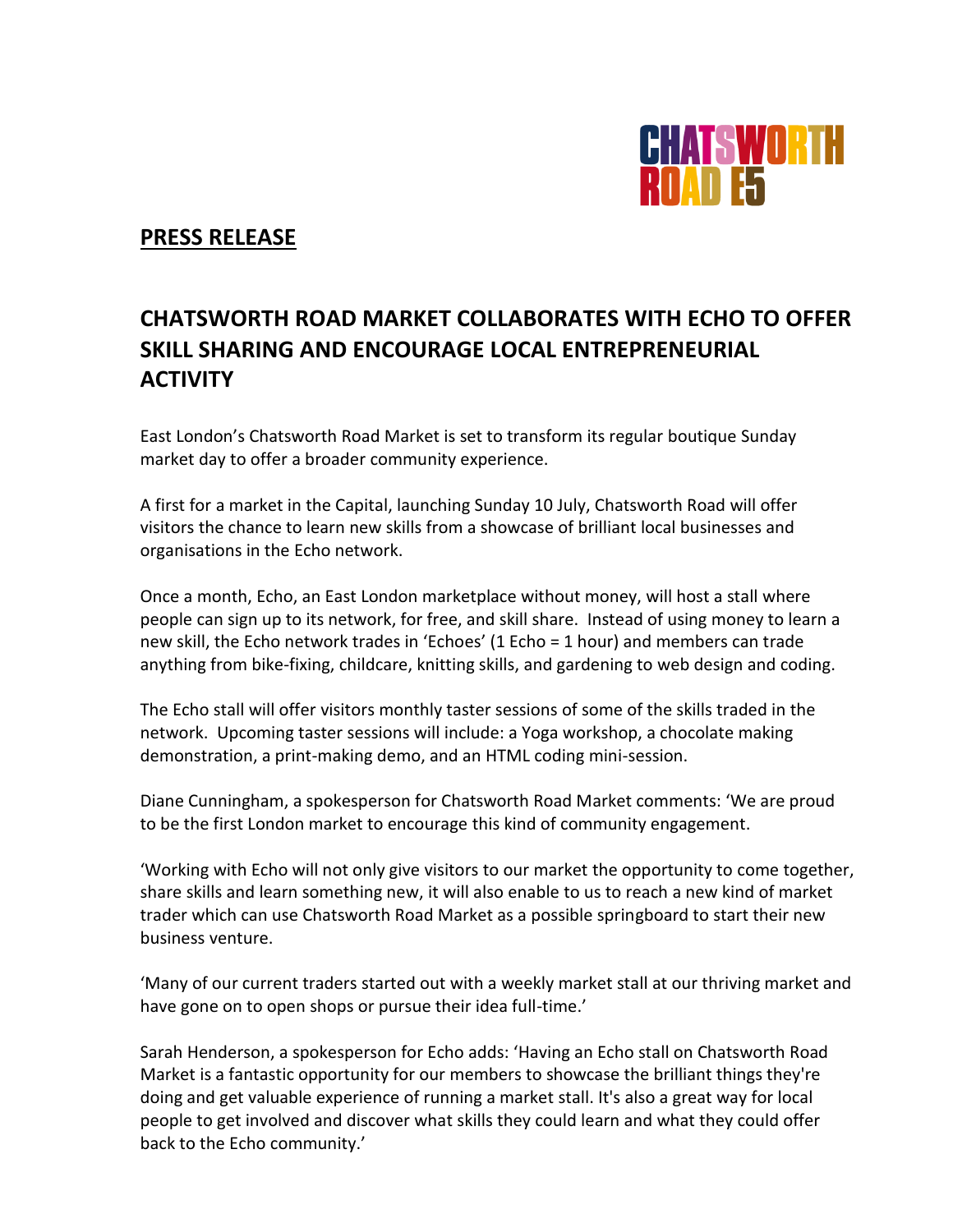CHATSWORTH ROAD E5

**PRESS RELEASE**

## CHATSWORTH ROAD MARKET COLLABORATES WITH ECHO TO OFFER SKILL SHARING AND ENCOURAGE LOCAL ENTREPRENEURIAL ACTIVITY

East London's Chatsworth Road Market is set to transform its regular boutique Sunday market day to offer a broader community experience.

A first for a market in the Capital, launching Sunday 10 July, Chatsworth Road will offer visitors the chance to learn new skills from a showcase of brilliant local businesses and organisations in the Echo network.

Once a month, Echo, an East London marketplace without money, will host a stall where people can sign up to its network, for free, and skill share. Instead of using money to learn a new skill, the Echo network trades in 'Echoes' (1 Echo = 1 hour) and members can trade anything from bike-fixing, childcare, knitting skills, and gardening to web design and coding.

The Echo stall will offer visitors monthly taster sessions of some of the skills traded in the network. Upcoming taster sessions will include: a Yoga workshop, a chocolate making demonstration, a print-making demo, and an HTML coding mini-session.

Diane Cunningham, a spokesperson for Chatsworth Road Market comments: 'We are proud to be the first London market to encourage this kind of community engagement.

'Working with Echo will not only give visitors to our market the opportunity to come together, share skills and learn something new, it will also enable to us to reach a new kind of market trader which can use Chatsworth Road Market as a possible springboard to start their new business venture.

'Many of our current traders started out with a weekly market stall at our thriving market and have gone on to open shops or pursue their idea full-time.'

Sarah Henderson, a spokesperson for Echo adds: 'Having an Echo stall on Chatsworth Road Market is a fantastic opportunity for our members to showcase the brilliant things they're doing and get valuable experience of running a market stall. It's also a great way for local people to get involved and discover what skills they could learn and what they could offer back to the Echo community.'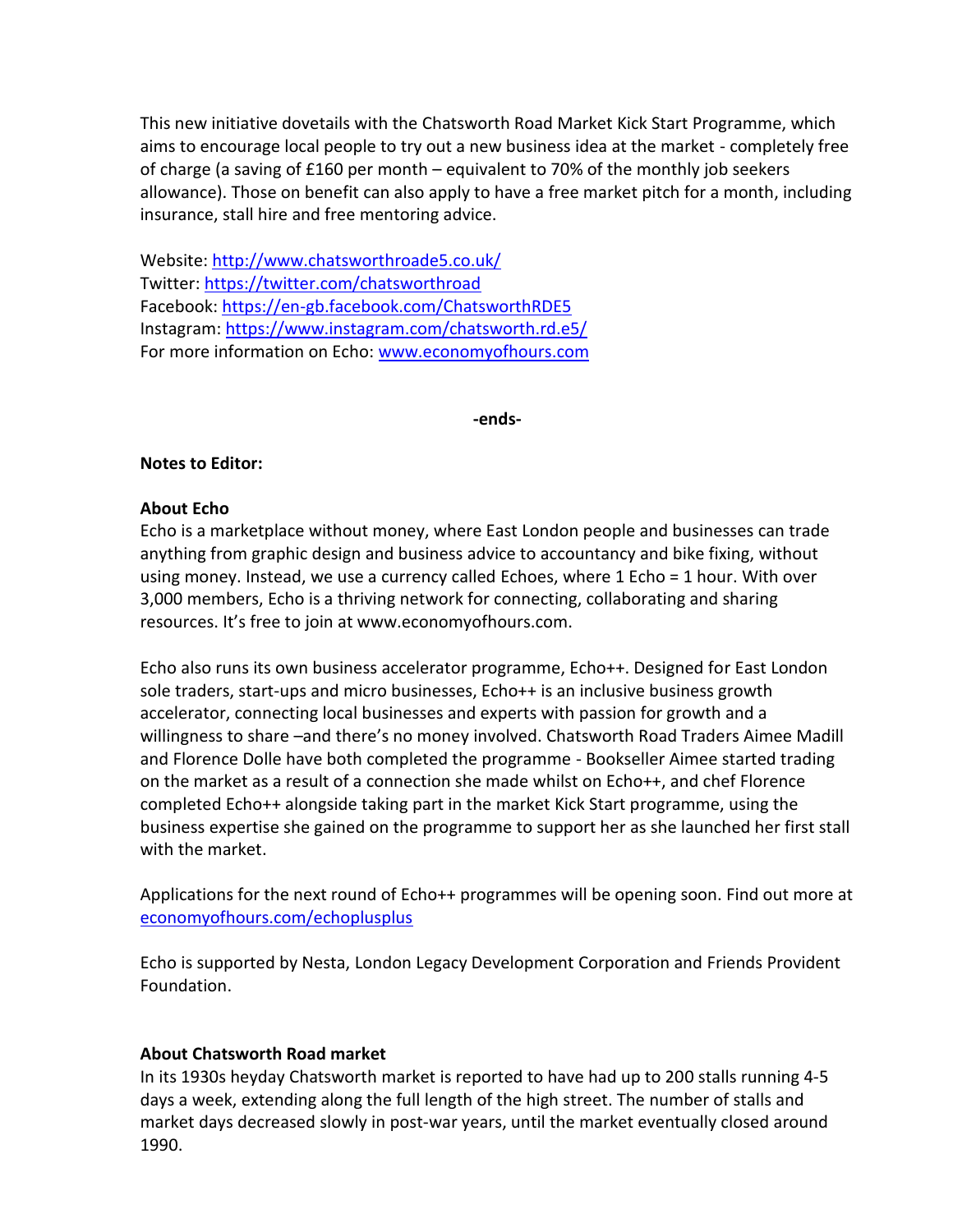This new initiative dovetails with the Chatsworth Road Market Kick Start Programme, which aims to encourage local people to try out a new business idea at the market - completely free of charge (a saving of £160 per month – equivalent to 70% of the monthly job seekers allowance). Those on benefit can also apply to have a free market pitch for a month, including insurance, stall hire and free mentoring advice.

Website: [http://www.chatsworthroade5.co.uk/](http://www.chatsworthroade5.co.uk/)
Twitter: [https://twitter.com/chatsworthroad](https://twitter.com/chatsworthroad)
Facebook: [https://en-gb.facebook.com/ChatsworthRDE5](https://en-gb.facebook.com/ChatsworthRDE5)
Instagram: [https://www.instagram.com/chatsworth.rd.e5/](https://www.instagram.com/chatsworth.rd.e5/)
For more information on Echo: [www.economyofhours.com](http://www.economyofhours.com)

**-ends-**

**Notes to Editor:**

**About Echo**

Echo is a marketplace without money, where East London people and businesses can trade anything from graphic design and business advice to accountancy and bike fixing, without using money. Instead, we use a currency called Echoes, where 1 Echo = 1 hour. With over 3,000 members, Echo is a thriving network for connecting, collaborating and sharing resources. It's free to join at www.economyofhours.com.

Echo also runs its own business accelerator programme, Echo++. Designed for East London sole traders, start-ups and micro businesses, Echo++ is an inclusive business growth accelerator, connecting local businesses and experts with passion for growth and a willingness to share –and there's no money involved. Chatsworth Road Traders Aimee Madill and Florence Dolle have both completed the programme - Bookseller Aimee started trading on the market as a result of a connection she made whilst on Echo++, and chef Florence completed Echo++ alongside taking part in the market Kick Start programme, using the business expertise she gained on the programme to support her as she launched her first stall with the market.

Applications for the next round of Echo++ programmes will be opening soon. Find out more at [economyofhours.com/echoplusplus](http://economyofhours.com/echoplusplus)

Echo is supported by Nesta, London Legacy Development Corporation and Friends Provident Foundation.

**About Chatsworth Road market**

In its 1930s heyday Chatsworth market is reported to have had up to 200 stalls running 4-5 days a week, extending along the full length of the high street. The number of stalls and market days decreased slowly in post-war years, until the market eventually closed around 1990.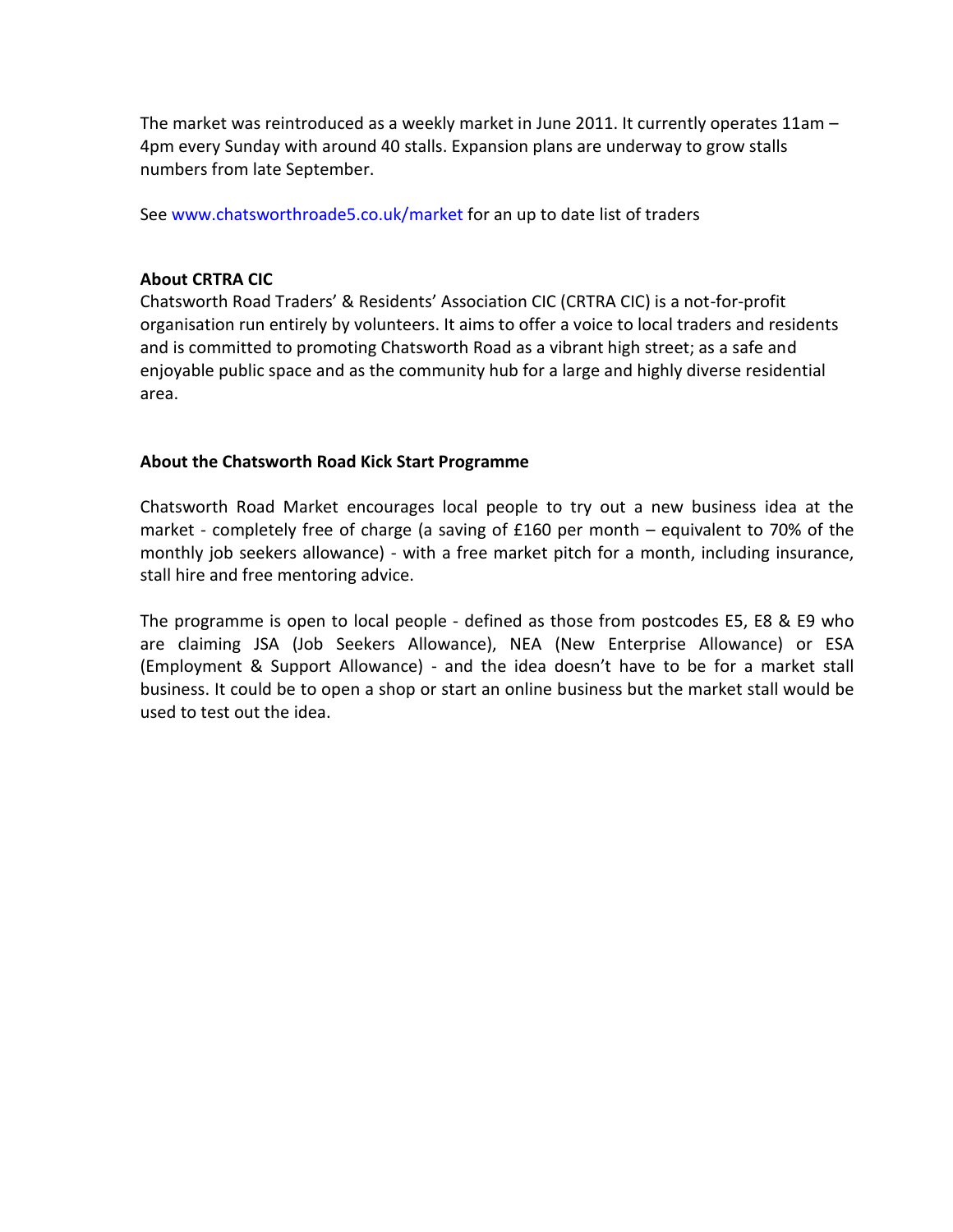The market was reintroduced as a weekly market in June 2011. It currently operates 11am – 4pm every Sunday with around 40 stalls. Expansion plans are underway to grow stalls numbers from late September.

See www.chatsworthroade5.co.uk/market for an up to date list of traders

**About CRTRA CIC**

Chatsworth Road Traders' & Residents' Association CIC (CRTRA CIC) is a not-for-profit organisation run entirely by volunteers. It aims to offer a voice to local traders and residents and is committed to promoting Chatsworth Road as a vibrant high street; as a safe and enjoyable public space and as the community hub for a large and highly diverse residential area.

**About the Chatsworth Road Kick Start Programme**

Chatsworth Road Market encourages local people to try out a new business idea at the market - completely free of charge (a saving of £160 per month – equivalent to 70% of the monthly job seekers allowance) - with a free market pitch for a month, including insurance, stall hire and free mentoring advice.

The programme is open to local people - defined as those from postcodes E5, E8 & E9 who are claiming JSA (Job Seekers Allowance), NEA (New Enterprise Allowance) or ESA (Employment & Support Allowance) - and the idea doesn't have to be for a market stall business. It could be to open a shop or start an online business but the market stall would be used to test out the idea.